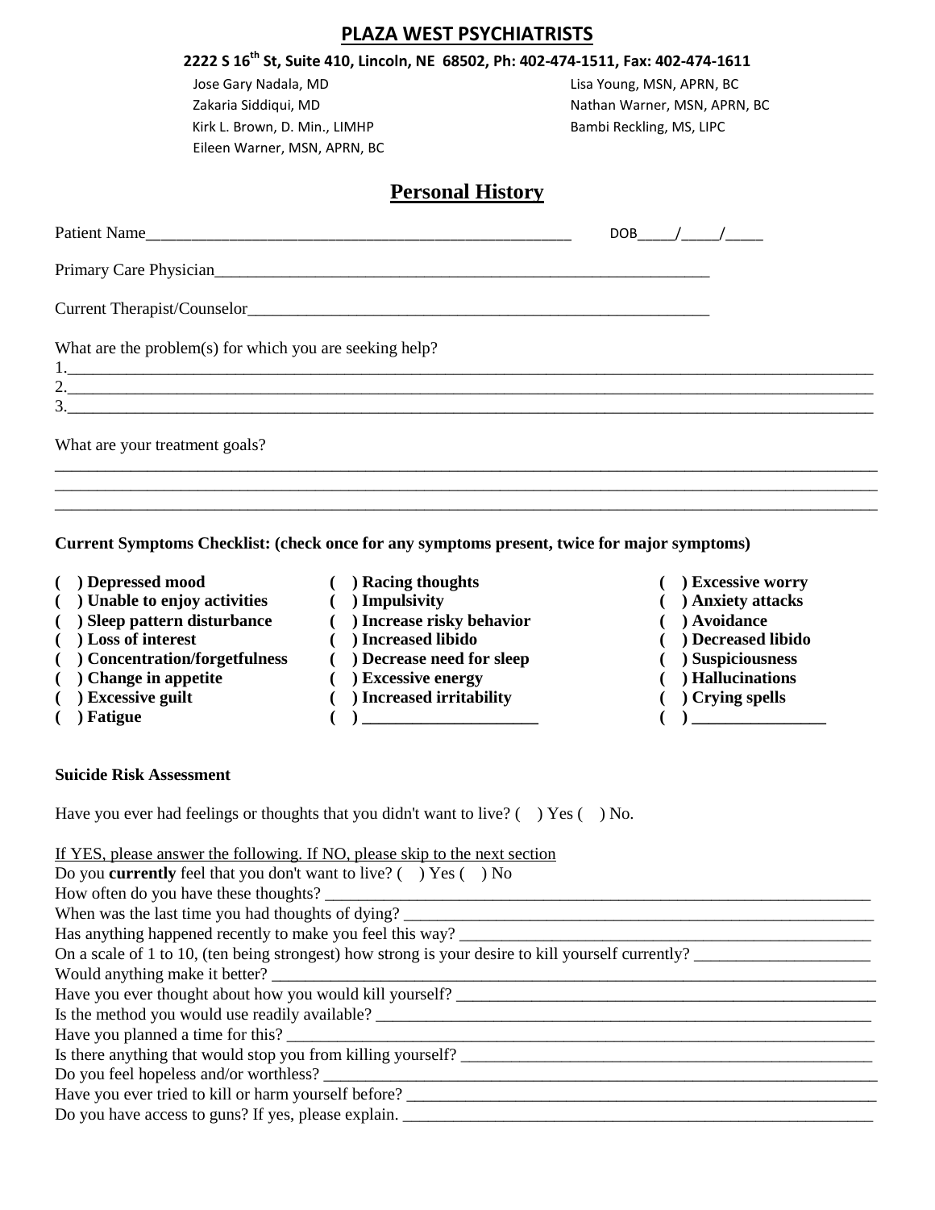# PLAZA WEST PSYCHIATRISTS

**2222 S 16th St, Suite 410, Lincoln, NE 68502, Ph: 402-474-1511, Fax: 402-474-1611**

Jose Gary Nadala, MD
Zakaria Siddiqui, MD
Kirk L. Brown, D. Min., LIMHP
Eileen Warner, MSN, APRN, BC
Lisa Young, MSN, APRN, BC
Nathan Warner, MSN, APRN, BC
Bambi Reckling, MS, LIPC

## Personal History

Patient Name_____________________________________________________ DOB_____/_____/_____

Primary Care Physician______________________________________________________________

Current Therapist/Counselor__________________________________________________________

What are the problem(s) for which you are seeking help?

1.___________________________________________________________________________________

2.___________________________________________________________________________________

3.___________________________________________________________________________________

What are your treatment goals?

_____________________________________________________________________________________

_____________________________________________________________________________________

_____________________________________________________________________________________

**Current Symptoms Checklist: (check once for any symptoms present, twice for major symptoms)**

**( ) Depressed mood**
**( ) Unable to enjoy activities**
**( ) Sleep pattern disturbance**
**( ) Loss of interest**
**( ) Concentration/forgetfulness**
**( ) Change in appetite**
**( ) Excessive guilt**
**( ) Fatigue**
**( ) Racing thoughts**
**( ) Impulsivity**
**( ) Increase risky behavior**
**( ) Increased libido**
**( ) Decrease need for sleep**
**( ) Excessive energy**
**( ) Increased irritability**
**( ) _____________________**
**( ) Excessive worry**
**( ) Anxiety attacks**
**( ) Avoidance**
**( ) Decreased libido**
**( ) Suspiciousness**
**( ) Hallucinations**
**( ) Crying spells**
**( ) ________________**

**Suicide Risk Assessment**

Have you ever had feelings or thoughts that you didn't want to live? ( ) Yes ( ) No.

If YES, please answer the following. If NO, please skip to the next section

Do you **currently** feel that you don't want to live? ( ) Yes ( ) No

How often do you have these thoughts? ______________________________________________________

When was the last time you had thoughts of dying? ____________________________________________

Has anything happened recently to make you feel this way? ______________________________________

On a scale of 1 to 10, (ten being strongest) how strong is your desire to kill yourself currently? _____________________

Would anything make it better? ____________________________________________________________

Have you ever thought about how you would kill yourself? _______________________________________

Is the method you would use readily available? ________________________________________________

Have you planned a time for this? __________________________________________________________

Is there anything that would stop you from killing yourself? _______________________________________

Do you feel hopeless and/or worthless? ______________________________________________________

Have you ever tried to kill or harm yourself before? _____________________________________________

Do you have access to guns? If yes, please explain. _____________________________________________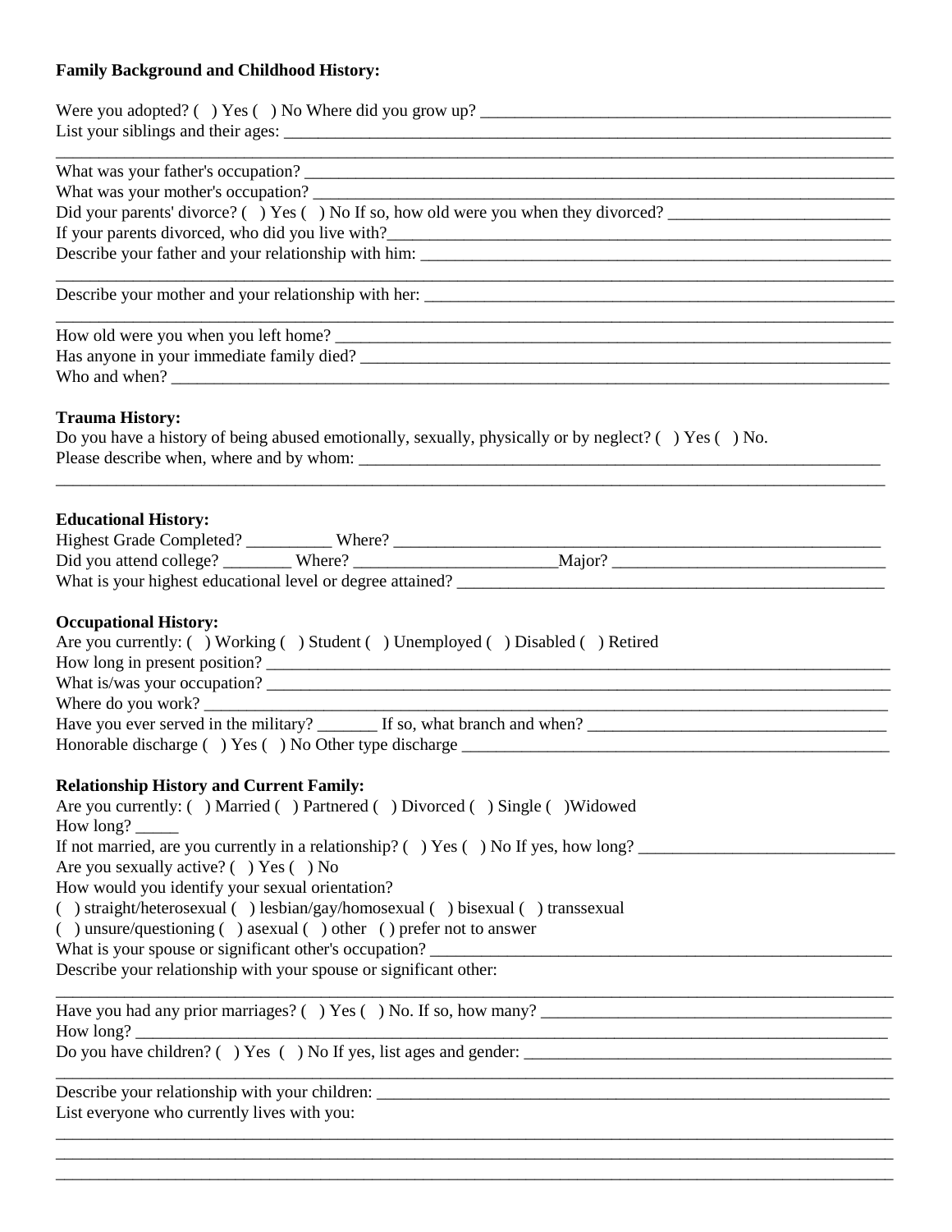**Family Background and Childhood History:**

Were you adopted? ( ) Yes ( ) No Where did you grow up? _______________________________________________
List your siblings and their ages: ________________________________________________________________
__________________________________________________________________________________________
What was your father's occupation? _______________________________________________________________
What was your mother's occupation? ______________________________________________________________
Did your parents' divorce? ( ) Yes ( ) No If so, how old were you when they divorced? _______________________
If your parents divorced, who did you live with?____________________________________________________
Describe your father and your relationship with him: _________________________________________________
__________________________________________________________________________________________
Describe your mother and your relationship with her: ________________________________________________
__________________________________________________________________________________________
How old were you when you left home? ____________________________________________________________
Has anyone in your immediate family died? _________________________________________________________
Who and when? ______________________________________________________________________________

**Trauma History:**

Do you have a history of being abused emotionally, sexually, physically or by neglect? ( ) Yes ( ) No.
Please describe when, where and by whom: ________________________________________________________
__________________________________________________________________________________________

**Educational History:**

Highest Grade Completed? __________ Where? _______________________________________________________
Did you attend college? ________ Where? ________________________Major? _________________________
What is your highest educational level or degree attained? _____________________________________________

**Occupational History:**

Are you currently: ( ) Working ( ) Student ( ) Unemployed ( ) Disabled ( ) Retired
How long in present position? __________________________________________________________________
What is/was your occupation? ___________________________________________________________________
Where do you work? _________________________________________________________________________
Have you ever served in the military? _______ If so, what branch and when? ______________________________
Honorable discharge ( ) Yes ( ) No Other type discharge ____________________________________________

**Relationship History and Current Family:**

Are you currently: ( ) Married ( ) Partnered ( ) Divorced ( ) Single ( )Widowed
How long? _____
If not married, are you currently in a relationship? ( ) Yes ( ) No If yes, how long? __________________________
Are you sexually active? ( ) Yes ( ) No
How would you identify your sexual orientation?
( ) straight/heterosexual ( ) lesbian/gay/homosexual ( ) bisexual ( ) transsexual
( ) unsure/questioning ( ) asexual ( ) other ( ) prefer not to answer
What is your spouse or significant other's occupation? _______________________________________________
Describe your relationship with your spouse or significant other:
__________________________________________________________________________________________
Have you had any prior marriages? ( ) Yes ( ) No. If so, how many? ____________________________________
How long? _________________________________________________________________________________
Do you have children? ( ) Yes ( ) No If yes, list ages and gender: ______________________________________
__________________________________________________________________________________________
Describe your relationship with your children: ______________________________________________________
List everyone who currently lives with you:
__________________________________________________________________________________________
__________________________________________________________________________________________
__________________________________________________________________________________________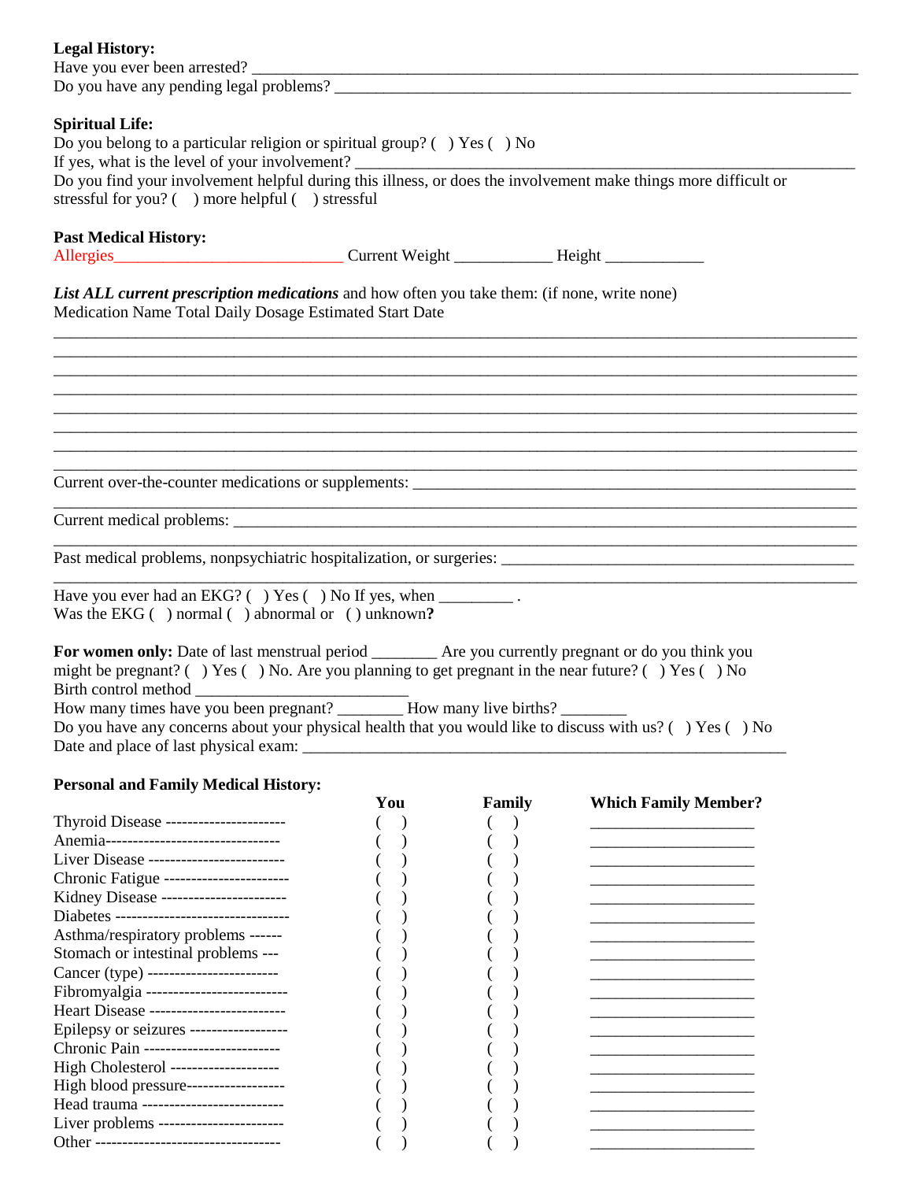**Legal History:**

Have you ever been arrested? ___________________________________________________________________________

Do you have any pending legal problems? _________________________________________________________________

**Spiritual Life:**

Do you belong to a particular religion or spiritual group? ( ) Yes ( ) No

If yes, what is the level of your involvement? ____________________________________________________________

Do you find your involvement helpful during this illness, or does the involvement make things more difficult or stressful for you? ( ) more helpful ( ) stressful

**Past Medical History:**

Allergies____________________________ Current Weight ____________ Height ____________

***List ALL current prescription medications*** and how often you take them: (if none, write none)

Medication Name Total Daily Dosage Estimated Start Date

_____________________________________________________________________________________________

_____________________________________________________________________________________________

_____________________________________________________________________________________________

_____________________________________________________________________________________________

_____________________________________________________________________________________________

_____________________________________________________________________________________________

_____________________________________________________________________________________________

_____________________________________________________________________________________________

Current over-the-counter medications or supplements: ______________________________________________________

_____________________________________________________________________________________________

Current medical problems: ___________________________________________________________________________

_____________________________________________________________________________________________

Past medical problems, nonpsychiatric hospitalization, or surgeries: ____________________________________________

_____________________________________________________________________________________________

Have you ever had an EKG? ( ) Yes ( ) No If yes, when _________ .

Was the EKG ( ) normal ( ) abnormal or ( ) unknown**?**

**For women only:** Date of last menstrual period ________ Are you currently pregnant or do you think you might be pregnant? ( ) Yes ( ) No. Are you planning to get pregnant in the near future? ( ) Yes ( ) No

Birth control method ___________________________

How many times have you been pregnant? ________ How many live births? ________

Do you have any concerns about your physical health that you would like to discuss with us? ( ) Yes ( ) No

Date and place of last physical exam: _______________________________________________________________

**Personal and Family Medical History:**

| | **You** | **Family** | **Which Family Member?** |
|---|---|---|---|
| Thyroid Disease | ( ) | ( ) | ____________________ |
| Anemia | ( ) | ( ) | ____________________ |
| Liver Disease | ( ) | ( ) | ____________________ |
| Chronic Fatigue | ( ) | ( ) | ____________________ |
| Kidney Disease | ( ) | ( ) | ____________________ |
| Diabetes | ( ) | ( ) | ____________________ |
| Asthma/respiratory problems | ( ) | ( ) | ____________________ |
| Stomach or intestinal problems | ( ) | ( ) | ____________________ |
| Cancer (type) | ( ) | ( ) | ____________________ |
| Fibromyalgia | ( ) | ( ) | ____________________ |
| Heart Disease | ( ) | ( ) | ____________________ |
| Epilepsy or seizures | ( ) | ( ) | ____________________ |
| Chronic Pain | ( ) | ( ) | ____________________ |
| High Cholesterol | ( ) | ( ) | ____________________ |
| High blood pressure | ( ) | ( ) | ____________________ |
| Head trauma | ( ) | ( ) | ____________________ |
| Liver problems | ( ) | ( ) | ____________________ |
| Other | ( ) | ( ) | ____________________ |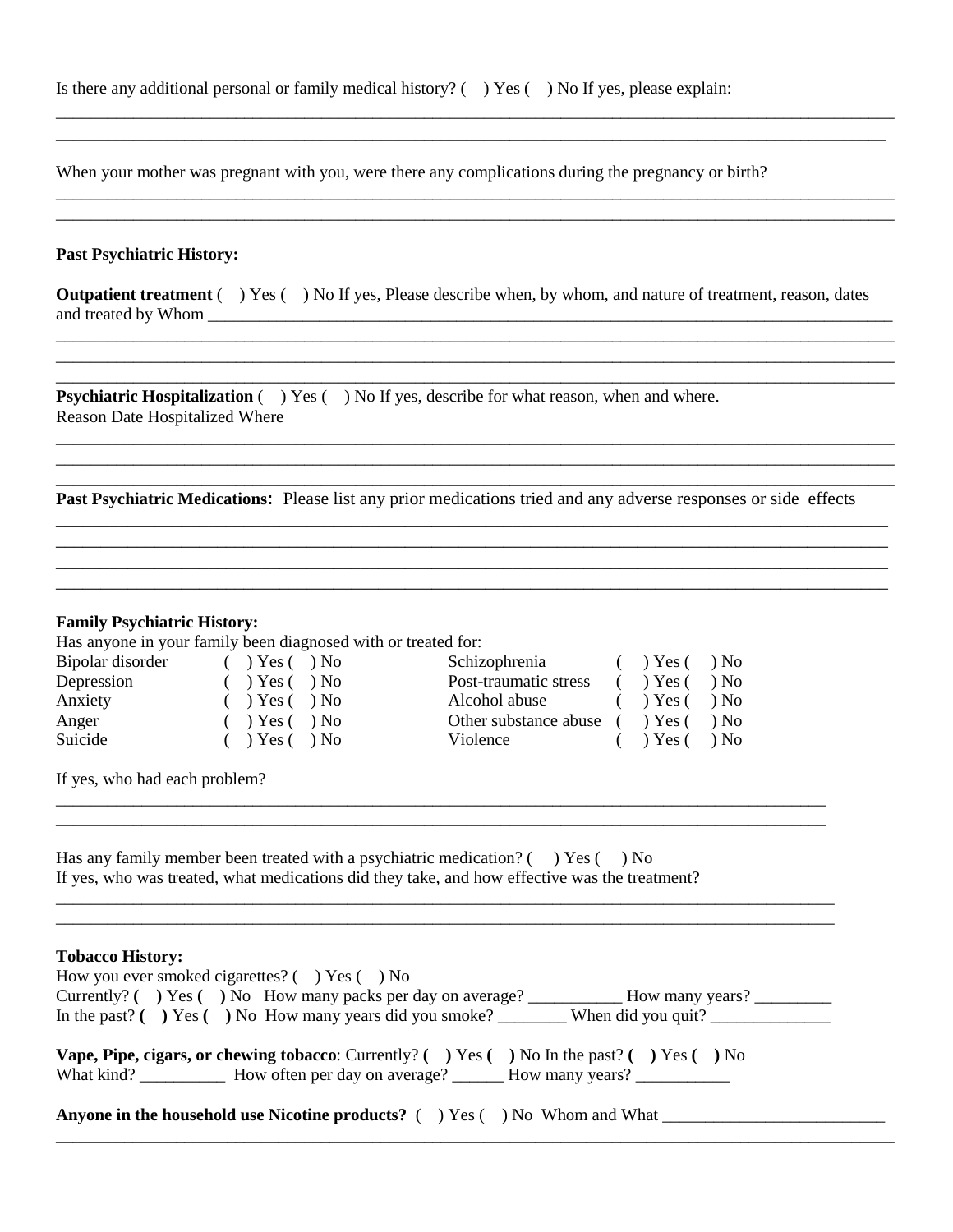Is there any additional personal or family medical history? (  ) Yes (  ) No If yes, please explain:

________________________________________________________________________________________________

________________________________________________________________________________________________

When your mother was pregnant with you, were there any complications during the pregnancy or birth?

________________________________________________________________________________________________

________________________________________________________________________________________________

**Past Psychiatric History:**

**Outpatient treatment** (  ) Yes (  ) No If yes, Please describe when, by whom, and nature of treatment, reason, dates and treated by Whom ____________________________________________________________________________

________________________________________________________________________________________________

________________________________________________________________________________________________

________________________________________________________________________________________________

**Psychiatric Hospitalization** (  ) Yes (  ) No If yes, describe for what reason, when and where.
Reason Date Hospitalized Where

________________________________________________________________________________________________

________________________________________________________________________________________________

________________________________________________________________________________________________

**Past Psychiatric Medications:** Please list any prior medications tried and any adverse responses or side effects

________________________________________________________________________________________________

________________________________________________________________________________________________

________________________________________________________________________________________________

________________________________________________________________________________________________

**Family Psychiatric History:**

Has anyone in your family been diagnosed with or treated for:

| | | | |
|---|---|---|---|
| Bipolar disorder | (  ) Yes (  ) No | Schizophrenia | (  ) Yes (  ) No |
| Depression | (  ) Yes (  ) No | Post-traumatic stress | (  ) Yes (  ) No |
| Anxiety | (  ) Yes (  ) No | Alcohol abuse | (  ) Yes (  ) No |
| Anger | (  ) Yes (  ) No | Other substance abuse | (  ) Yes (  ) No |
| Suicide | (  ) Yes (  ) No | Violence | (  ) Yes (  ) No |

If yes, who had each problem?

________________________________________________________________________________________

________________________________________________________________________________________

Has any family member been treated with a psychiatric medication? (  ) Yes (  ) No
If yes, who was treated, what medications did they take, and how effective was the treatment?

________________________________________________________________________________________

________________________________________________________________________________________

**Tobacco History:**

How you ever smoked cigarettes? (  ) Yes (  ) No
Currently? **(  )** Yes **(  )** No How many packs per day on average? ___________ How many years? _________
In the past? **(  )** Yes **(  )** No How many years did you smoke? ________ When did you quit? ______________

**Vape, Pipe, cigars, or chewing tobacco**: Currently? **(  )** Yes **(  )** No In the past? **(  )** Yes **(  )** No
What kind? __________ How often per day on average? ______ How many years? ___________

**Anyone in the household use Nicotine products?** (  ) Yes (  ) No Whom and What __________________________

________________________________________________________________________________________________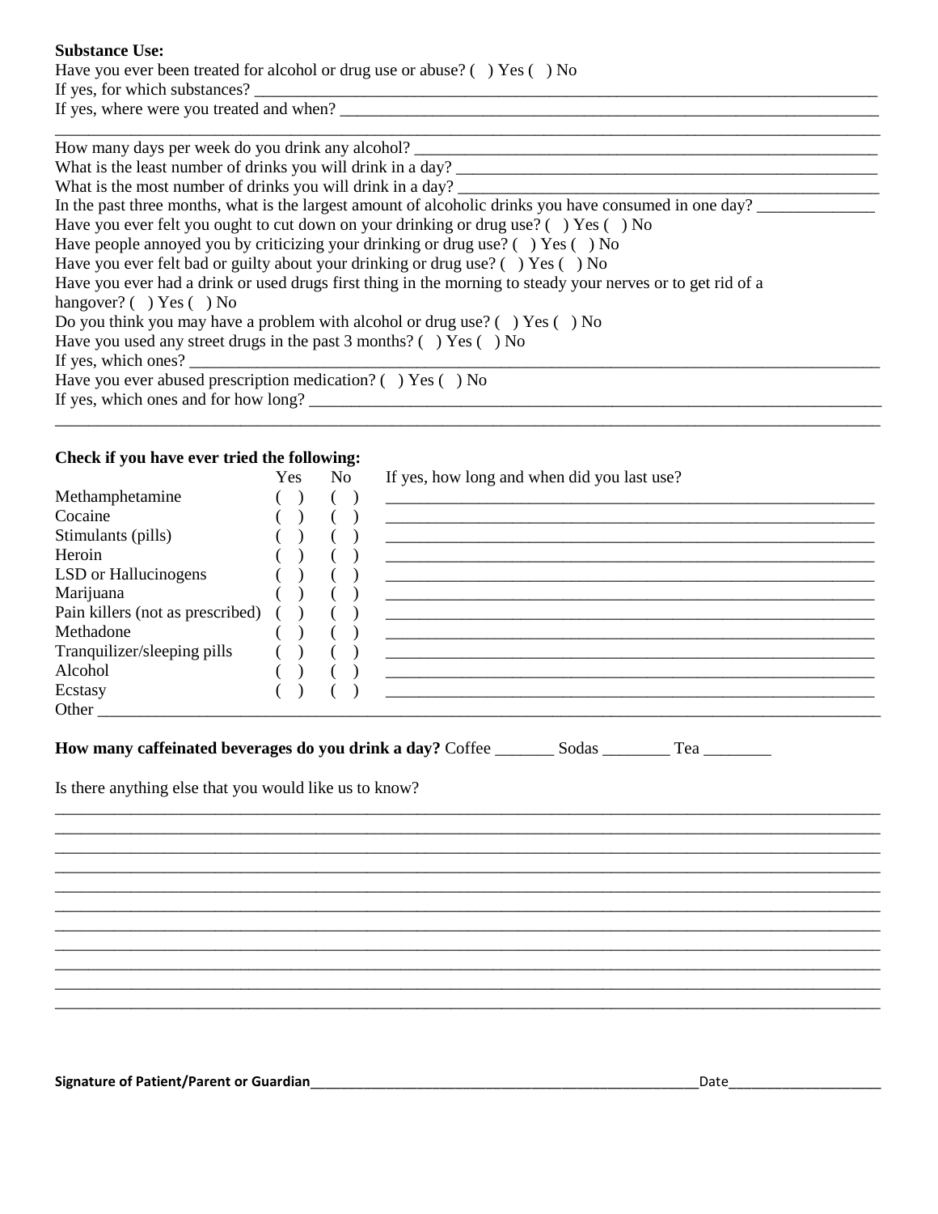**Substance Use:**

Have you ever been treated for alcohol or drug use or abuse? ( ) Yes ( ) No

If yes, for which substances? ___________________________________________________________________________

If yes, where were you treated and when? ____________________________________________________________________

_______________________________________________________________________________________________

How many days per week do you drink any alcohol? ___________________________________________________________

What is the least number of drinks you will drink in a day? ______________________________________________________

What is the most number of drinks you will drink in a day? ______________________________________________________

In the past three months, what is the largest amount of alcoholic drinks you have consumed in one day? ______________

Have you ever felt you ought to cut down on your drinking or drug use? ( ) Yes ( ) No

Have people annoyed you by criticizing your drinking or drug use? ( ) Yes ( ) No

Have you ever felt bad or guilty about your drinking or drug use? ( ) Yes ( ) No

Have you ever had a drink or used drugs first thing in the morning to steady your nerves or to get rid of a hangover? ( ) Yes ( ) No

Do you think you may have a problem with alcohol or drug use? ( ) Yes ( ) No

Have you used any street drugs in the past 3 months? ( ) Yes ( ) No

If yes, which ones? ___________________________________________________________________________________

Have you ever abused prescription medication? ( ) Yes ( ) No

If yes, which ones and for how long? ______________________________________________________________________

_______________________________________________________________________________________________

**Check if you have ever tried the following:**

| | Yes | No | If yes, how long and when did you last use? |
|---|---|---|---|
| Methamphetamine | ( ) | ( ) | _______________________________ |
| Cocaine | ( ) | ( ) | _______________________________ |
| Stimulants (pills) | ( ) | ( ) | _______________________________ |
| Heroin | ( ) | ( ) | _______________________________ |
| LSD or Hallucinogens | ( ) | ( ) | _______________________________ |
| Marijuana | ( ) | ( ) | _______________________________ |
| Pain killers (not as prescribed) | ( ) | ( ) | _______________________________ |
| Methadone | ( ) | ( ) | _______________________________ |
| Tranquilizer/sleeping pills | ( ) | ( ) | _______________________________ |
| Alcohol | ( ) | ( ) | _______________________________ |
| Ecstasy | ( ) | ( ) | _______________________________ |

Other _________________________________________________________________________________________________

**How many caffeinated beverages do you drink a day?** Coffee _______ Sodas ________ Tea ________

Is there anything else that you would like us to know?

_______________________________________________________________________________________________

_______________________________________________________________________________________________

_______________________________________________________________________________________________

_______________________________________________________________________________________________

_______________________________________________________________________________________________

_______________________________________________________________________________________________

_______________________________________________________________________________________________

_______________________________________________________________________________________________

_______________________________________________________________________________________________

_______________________________________________________________________________________________

_______________________________________________________________________________________________

**Signature of Patient/Parent or Guardian**_______________________________________________________Date____________________